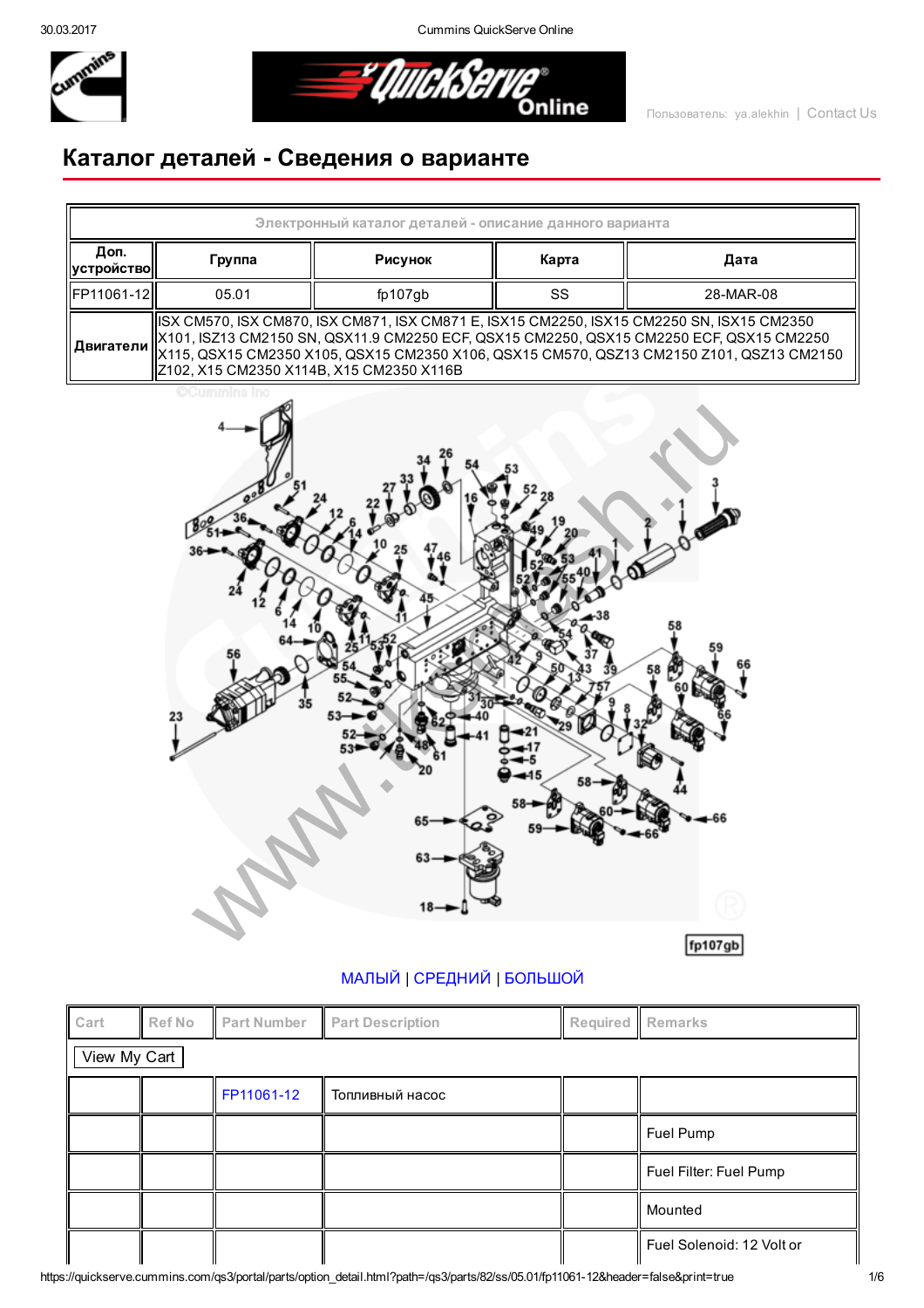# Каталог деталей - Сведения о варианте

| Электронный каталог деталей - описание данного варианта | | | | |
|---|---|---|---|---|
| **Доп. устройство** | **Группа** | **Рисунок** | **Карта** | **Дата** |
| FP11061-12 | 05.01 | fp107gb | SS | 28-MAR-08 |
| **Двигатели** | ISX CM570, ISX CM870, ISX CM871, ISX CM871 E, ISX15 CM2250, ISX15 CM2250 SN, ISX15 CM2350 X101, ISZ13 CM2150 SN, QSX11.9 CM2250 ECF, QSX15 CM2250, QSX15 CM2250 ECF, QSX15 CM2250 X115, QSX15 CM2350 X105, QSX15 CM2350 X106, QSX15 CM570, QSZ13 CM2150 Z101, QSZ13 CM2150 Z102, X15 CM2350 X114B, X15 CM2350 X116B | | | |

МАЛЫЙ | СРЕДНИЙ | БОЛЬШОЙ

| Cart | Ref No | Part Number | Part Description | Required | Remarks |
|---|---|---|---|---|---|
| View My Cart | | | | | |
| | | FP11061-12 | Топливный насос | | |
| | | | | | Fuel Pump |
| | | | | | Fuel Filter: Fuel Pump |
| | | | | | Mounted |
| | | | | | Fuel Solenoid: 12 Volt or |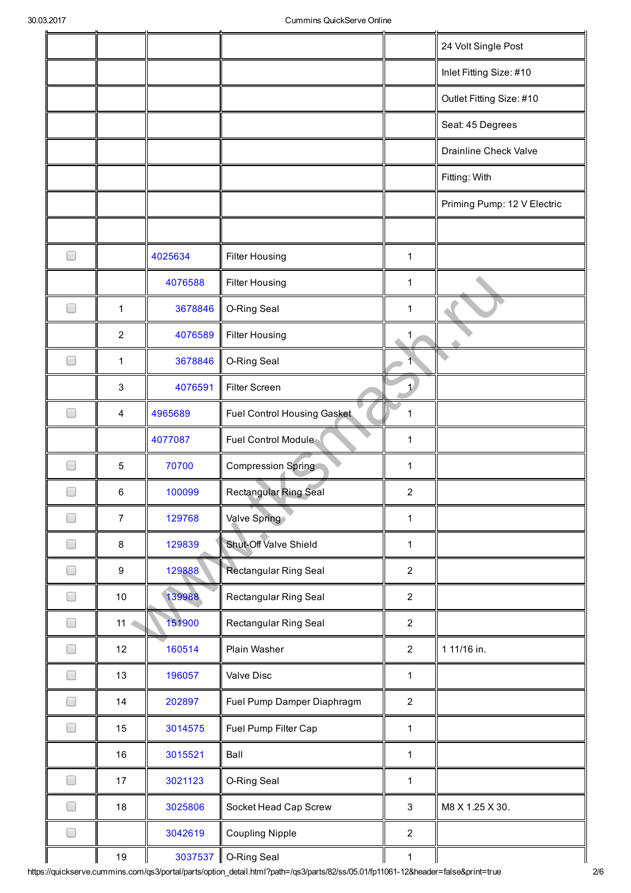| | | | | | |
|---|---|---|---|---|---|
| | | | | | 24 Volt Single Post |
| | | | | | Inlet Fitting Size: #10 |
| | | | | | Outlet Fitting Size: #10 |
| | | | | | Seat: 45 Degrees |
| | | | | | Drainline Check Valve |
| | | | | | Fitting: With |
| | | | | | Priming Pump: 12 V Electric |
| | | | | | |
| ☐ | | 4025634 | Filter Housing | 1 | |
| | | 4076588 | Filter Housing | 1 | |
| ☐ | 1 | 3678846 | O-Ring Seal | 1 | |
| | 2 | 4076589 | Filter Housing | 1 | |
| ☐ | 1 | 3678846 | O-Ring Seal | 1 | |
| | 3 | 4076591 | Filter Screen | 1 | |
| ☐ | 4 | 4965689 | Fuel Control Housing Gasket | 1 | |
| | | 4077087 | Fuel Control Module | 1 | |
| ☐ | 5 | 70700 | Compression Spring | 1 | |
| ☐ | 6 | 100099 | Rectangular Ring Seal | 2 | |
| ☐ | 7 | 129768 | Valve Spring | 1 | |
| ☐ | 8 | 129839 | Shut-Off Valve Shield | 1 | |
| ☐ | 9 | 129888 | Rectangular Ring Seal | 2 | |
| ☐ | 10 | 139988 | Rectangular Ring Seal | 2 | |
| ☐ | 11 | 151900 | Rectangular Ring Seal | 2 | |
| ☐ | 12 | 160514 | Plain Washer | 2 | 1 11/16 in. |
| ☐ | 13 | 196057 | Valve Disc | 1 | |
| ☐ | 14 | 202897 | Fuel Pump Damper Diaphragm | 2 | |
| ☐ | 15 | 3014575 | Fuel Pump Filter Cap | 1 | |
| | 16 | 3015521 | Ball | 1 | |
| ☐ | 17 | 3021123 | O-Ring Seal | 1 | |
| ☐ | 18 | 3025806 | Socket Head Cap Screw | 3 | M8 X 1.25 X 30. |
| ☐ | | 3042619 | Coupling Nipple | 2 | |
| | 19 | 3037537 | O-Ring Seal | 1 | |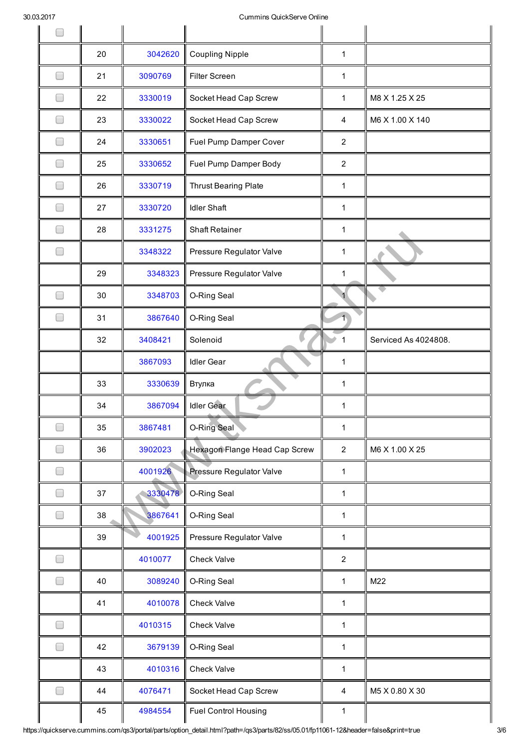| | | | | | |
|---|---|---|---|---|---|
| ☐ | | | | | |
| | 20 | 3042620 | Coupling Nipple | 1 | |
| ☐ | 21 | 3090769 | Filter Screen | 1 | |
| ☐ | 22 | 3330019 | Socket Head Cap Screw | 1 | M8 X 1.25 X 25 |
| ☐ | 23 | 3330022 | Socket Head Cap Screw | 4 | M6 X 1.00 X 140 |
| ☐ | 24 | 3330651 | Fuel Pump Damper Cover | 2 | |
| ☐ | 25 | 3330652 | Fuel Pump Damper Body | 2 | |
| ☐ | 26 | 3330719 | Thrust Bearing Plate | 1 | |
| ☐ | 27 | 3330720 | Idler Shaft | 1 | |
| ☐ | 28 | 3331275 | Shaft Retainer | 1 | |
| ☐ | | 3348322 | Pressure Regulator Valve | 1 | |
| | 29 | 3348323 | Pressure Regulator Valve | 1 | |
| ☐ | 30 | 3348703 | O-Ring Seal | 1 | |
| ☐ | 31 | 3867640 | O-Ring Seal | 1 | |
| | 32 | 3408421 | Solenoid | 1 | Serviced As 4024808. |
| | | 3867093 | Idler Gear | 1 | |
| | 33 | 3330639 | Втулка | 1 | |
| | 34 | 3867094 | Idler Gear | 1 | |
| ☐ | 35 | 3867481 | O-Ring Seal | 1 | |
| ☐ | 36 | 3902023 | Hexagon Flange Head Cap Screw | 2 | M6 X 1.00 X 25 |
| ☐ | | 4001926 | Pressure Regulator Valve | 1 | |
| ☐ | 37 | 3330478 | O-Ring Seal | 1 | |
| ☐ | 38 | 3867641 | O-Ring Seal | 1 | |
| | 39 | 4001925 | Pressure Regulator Valve | 1 | |
| ☐ | | 4010077 | Check Valve | 2 | |
| ☐ | 40 | 3089240 | O-Ring Seal | 1 | M22 |
| | 41 | 4010078 | Check Valve | 1 | |
| ☐ | | 4010315 | Check Valve | 1 | |
| ☐ | 42 | 3679139 | O-Ring Seal | 1 | |
| | 43 | 4010316 | Check Valve | 1 | |
| ☐ | 44 | 4076471 | Socket Head Cap Screw | 4 | M5 X 0.80 X 30 |
| | 45 | 4984554 | Fuel Control Housing | 1 | |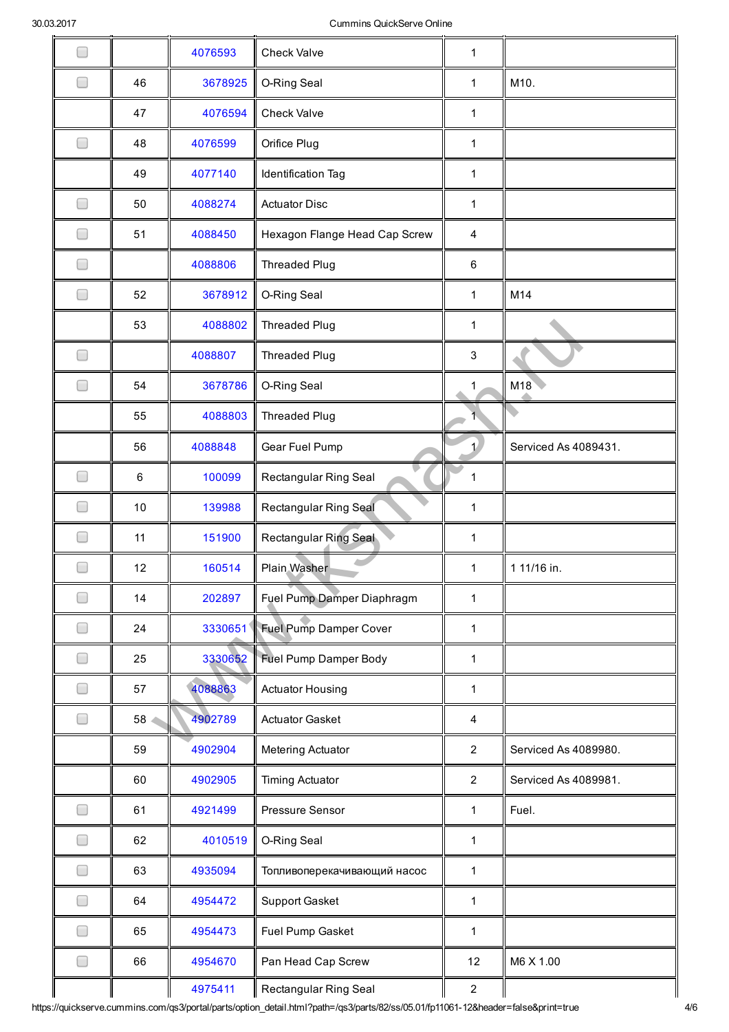| | | | | | |
|---|---|---|---|---|---|
| ☐ | | 4076593 | Check Valve | 1 | |
| ☐ | 46 | 3678925 | O-Ring Seal | 1 | M10. |
| | 47 | 4076594 | Check Valve | 1 | |
| ☐ | 48 | 4076599 | Orifice Plug | 1 | |
| | 49 | 4077140 | Identification Tag | 1 | |
| ☐ | 50 | 4088274 | Actuator Disc | 1 | |
| ☐ | 51 | 4088450 | Hexagon Flange Head Cap Screw | 4 | |
| ☐ | | 4088806 | Threaded Plug | 6 | |
| ☐ | 52 | 3678912 | O-Ring Seal | 1 | M14 |
| | 53 | 4088802 | Threaded Plug | 1 | |
| ☐ | | 4088807 | Threaded Plug | 3 | |
| ☐ | 54 | 3678786 | O-Ring Seal | 1 | M18 |
| | 55 | 4088803 | Threaded Plug | 1 | |
| | 56 | 4088848 | Gear Fuel Pump | 1 | Serviced As 4089431. |
| ☐ | 6 | 100099 | Rectangular Ring Seal | 1 | |
| ☐ | 10 | 139988 | Rectangular Ring Seal | 1 | |
| ☐ | 11 | 151900 | Rectangular Ring Seal | 1 | |
| ☐ | 12 | 160514 | Plain Washer | 1 | 1 11/16 in. |
| ☐ | 14 | 202897 | Fuel Pump Damper Diaphragm | 1 | |
| ☐ | 24 | 3330651 | Fuel Pump Damper Cover | 1 | |
| ☐ | 25 | 3330652 | Fuel Pump Damper Body | 1 | |
| ☐ | 57 | 4088863 | Actuator Housing | 1 | |
| ☐ | 58 | 4902789 | Actuator Gasket | 4 | |
| | 59 | 4902904 | Metering Actuator | 2 | Serviced As 4089980. |
| | 60 | 4902905 | Timing Actuator | 2 | Serviced As 4089981. |
| ☐ | 61 | 4921499 | Pressure Sensor | 1 | Fuel. |
| ☐ | 62 | 4010519 | O-Ring Seal | 1 | |
| ☐ | 63 | 4935094 | Топливоперекачивающий насос | 1 | |
| ☐ | 64 | 4954472 | Support Gasket | 1 | |
| ☐ | 65 | 4954473 | Fuel Pump Gasket | 1 | |
| ☐ | 66 | 4954670 | Pan Head Cap Screw | 12 | M6 X 1.00 |
| | | 4975411 | Rectangular Ring Seal | 2 | |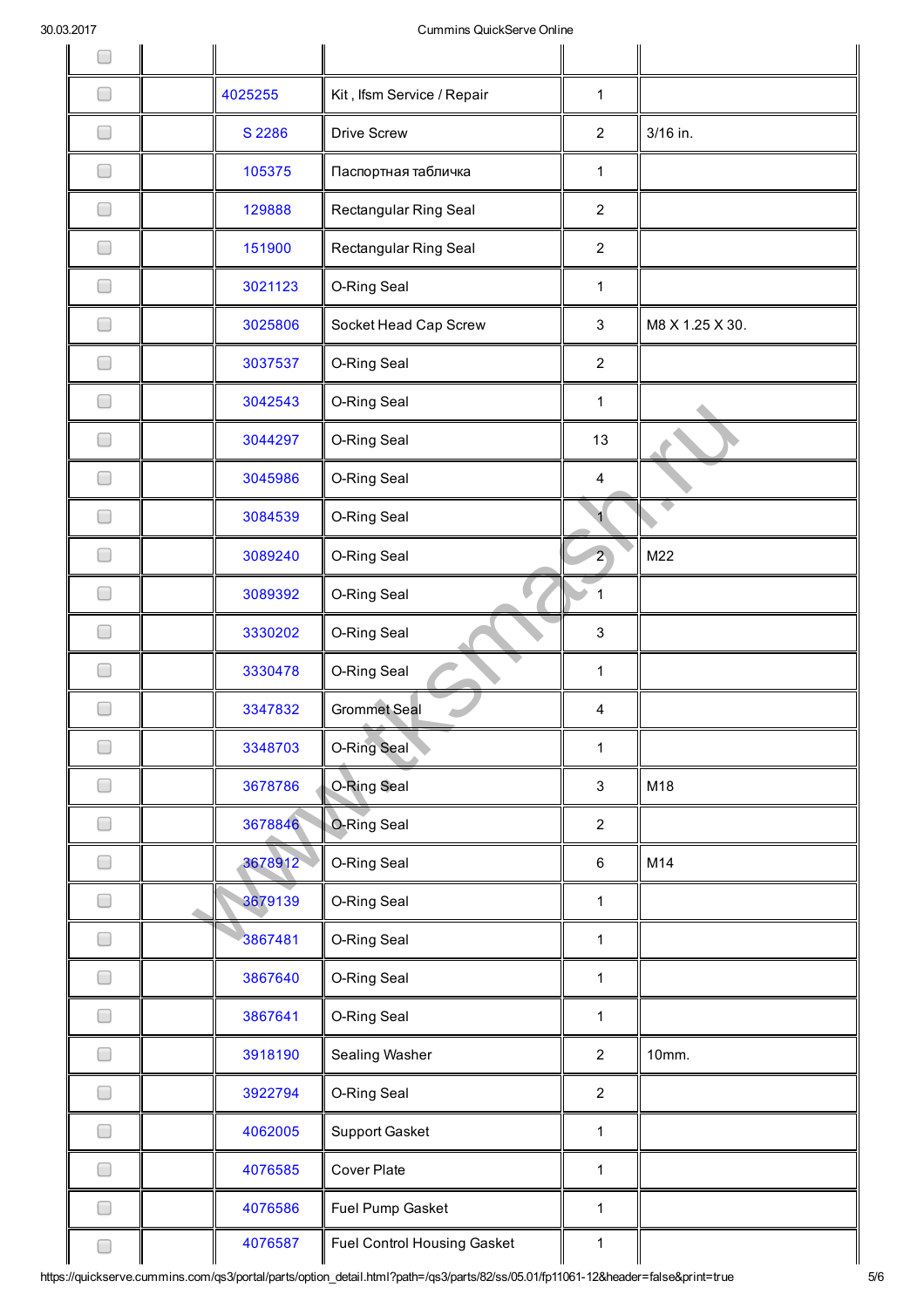| | | | | | |
|---|---|---|---|---|---|
| ☐ | | | | | |
| ☐ | | 4025255 | Kit , Ifsm Service / Repair | 1 | |
| ☐ | | S 2286 | Drive Screw | 2 | 3/16 in. |
| ☐ | | 105375 | Паспортная табличка | 1 | |
| ☐ | | 129888 | Rectangular Ring Seal | 2 | |
| ☐ | | 151900 | Rectangular Ring Seal | 2 | |
| ☐ | | 3021123 | O-Ring Seal | 1 | |
| ☐ | | 3025806 | Socket Head Cap Screw | 3 | M8 X 1.25 X 30. |
| ☐ | | 3037537 | O-Ring Seal | 2 | |
| ☐ | | 3042543 | O-Ring Seal | 1 | |
| ☐ | | 3044297 | O-Ring Seal | 13 | |
| ☐ | | 3045986 | O-Ring Seal | 4 | |
| ☐ | | 3084539 | O-Ring Seal | 1 | |
| ☐ | | 3089240 | O-Ring Seal | 2 | M22 |
| ☐ | | 3089392 | O-Ring Seal | 1 | |
| ☐ | | 3330202 | O-Ring Seal | 3 | |
| ☐ | | 3330478 | O-Ring Seal | 1 | |
| ☐ | | 3347832 | Grommet Seal | 4 | |
| ☐ | | 3348703 | O-Ring Seal | 1 | |
| ☐ | | 3678786 | O-Ring Seal | 3 | M18 |
| ☐ | | 3678846 | O-Ring Seal | 2 | |
| ☐ | | 3678912 | O-Ring Seal | 6 | M14 |
| ☐ | | 3679139 | O-Ring Seal | 1 | |
| ☐ | | 3867481 | O-Ring Seal | 1 | |
| ☐ | | 3867640 | O-Ring Seal | 1 | |
| ☐ | | 3867641 | O-Ring Seal | 1 | |
| ☐ | | 3918190 | Sealing Washer | 2 | 10mm. |
| ☐ | | 3922794 | O-Ring Seal | 2 | |
| ☐ | | 4062005 | Support Gasket | 1 | |
| ☐ | | 4076585 | Cover Plate | 1 | |
| ☐ | | 4076586 | Fuel Pump Gasket | 1 | |
| ☐ | | 4076587 | Fuel Control Housing Gasket | 1 | |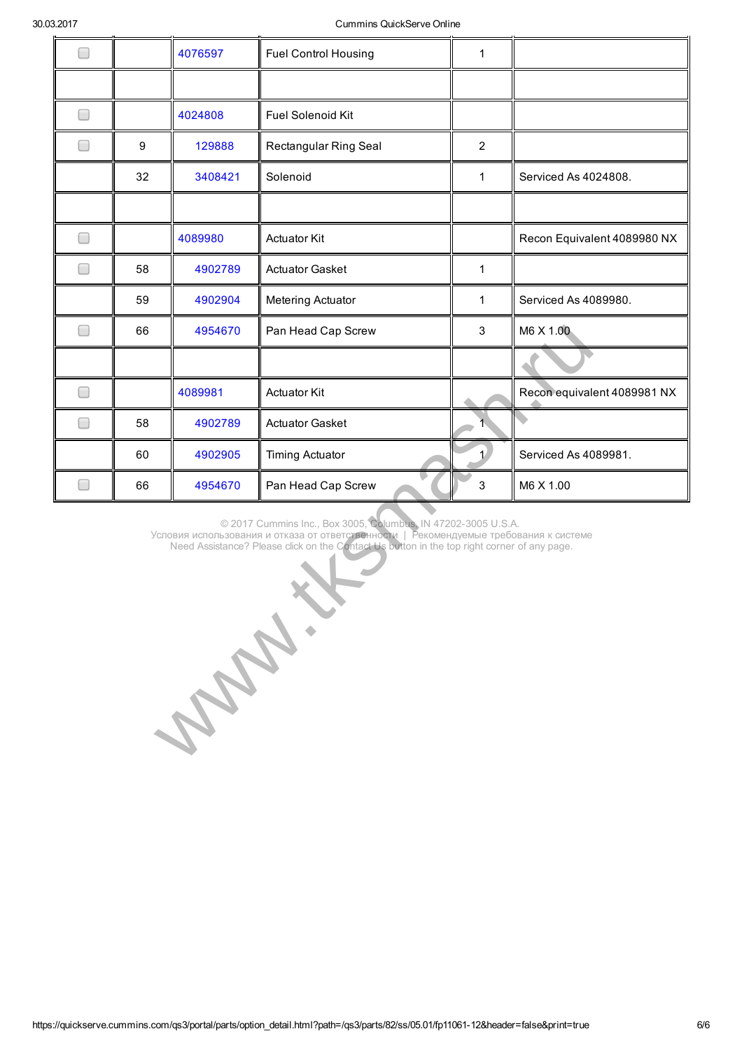| | | | | | |
|---|---|---|---|---|---|
| ☐ | | 4076597 | Fuel Control Housing | 1 | |
| | | | | | |
| ☐ | | 4024808 | Fuel Solenoid Kit | | |
| ☐ | 9 | 129888 | Rectangular Ring Seal | 2 | |
| | 32 | 3408421 | Solenoid | 1 | Serviced As 4024808. |
| | | | | | |
| ☐ | | 4089980 | Actuator Kit | | Recon Equivalent 4089980 NX |
| ☐ | 58 | 4902789 | Actuator Gasket | 1 | |
| | 59 | 4902904 | Metering Actuator | 1 | Serviced As 4089980. |
| ☐ | 66 | 4954670 | Pan Head Cap Screw | 3 | M6 X 1.00 |
| | | | | | |
| ☐ | | 4089981 | Actuator Kit | | Recon equivalent 4089981 NX |
| ☐ | 58 | 4902789 | Actuator Gasket | 1 | |
| | 60 | 4902905 | Timing Actuator | 1 | Serviced As 4089981. |
| ☐ | 66 | 4954670 | Pan Head Cap Screw | 3 | M6 X 1.00 |

© 2017 Cummins Inc., Box 3005, Columbus, IN 47202-3005 U.S.A.
Условия использования и отказа от ответственности | Рекомендуемые требования к системе
Need Assistance? Please click on the Contact Us button in the top right corner of any page.